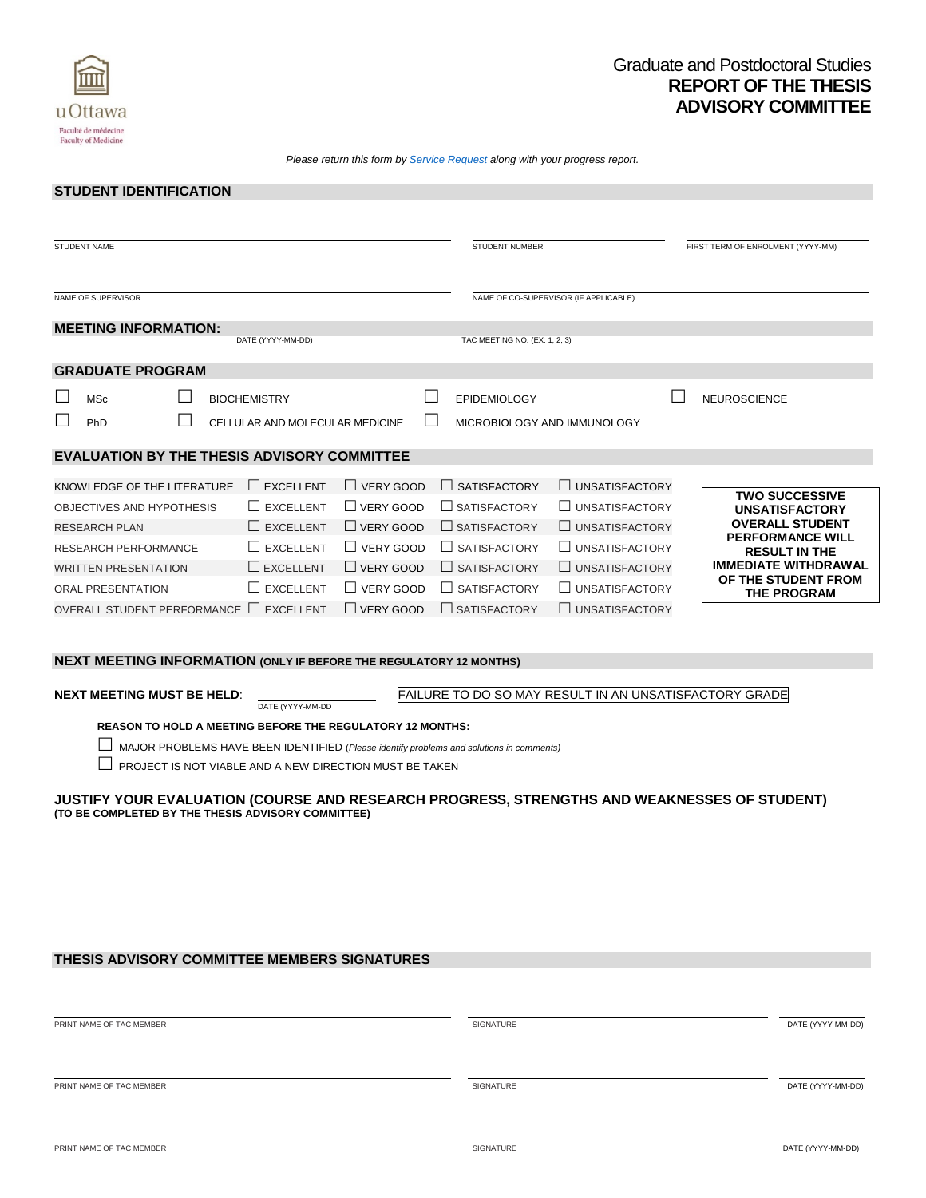uOttawa
Faculté de médecine
Faculty of Medicine

Graduate and Postdoctoral Studies
**REPORT OF THE THESIS ADVISORY COMMITTEE**

*Please return this form by Service Request along with your progress report.*

## STUDENT IDENTIFICATION

STUDENT NAME ____________________ STUDENT NUMBER ____________________ FIRST TERM OF ENROLMENT (YYYY-MM) ____________________

NAME OF SUPERVISOR ____________________ NAME OF CO-SUPERVISOR (IF APPLICABLE) ____________________

## MEETING INFORMATION:

DATE (YYYY-MM-DD) ____________________ TAC MEETING NO. (EX: 1, 2, 3) ____________________

## GRADUATE PROGRAM

- ☐ MSc
- ☐ PhD
- ☐ BIOCHEMISTRY
- ☐ CELLULAR AND MOLECULAR MEDICINE
- ☐ EPIDEMIOLOGY
- ☐ MICROBIOLOGY AND IMMUNOLOGY
- ☐ NEUROSCIENCE

## EVALUATION BY THE THESIS ADVISORY COMMITTEE

| | | | | |
|---|---|---|---|---|
| KNOWLEDGE OF THE LITERATURE | ☐ EXCELLENT | ☐ VERY GOOD | ☐ SATISFACTORY | ☐ UNSATISFACTORY |
| OBJECTIVES AND HYPOTHESIS | ☐ EXCELLENT | ☐ VERY GOOD | ☐ SATISFACTORY | ☐ UNSATISFACTORY |
| RESEARCH PLAN | ☐ EXCELLENT | ☐ VERY GOOD | ☐ SATISFACTORY | ☐ UNSATISFACTORY |
| RESEARCH PERFORMANCE | ☐ EXCELLENT | ☐ VERY GOOD | ☐ SATISFACTORY | ☐ UNSATISFACTORY |
| WRITTEN PRESENTATION | ☐ EXCELLENT | ☐ VERY GOOD | ☐ SATISFACTORY | ☐ UNSATISFACTORY |
| ORAL PRESENTATION | ☐ EXCELLENT | ☐ VERY GOOD | ☐ SATISFACTORY | ☐ UNSATISFACTORY |
| OVERALL STUDENT PERFORMANCE | ☐ EXCELLENT | ☐ VERY GOOD | ☐ SATISFACTORY | ☐ UNSATISFACTORY |

**TWO SUCCESSIVE UNSATISFACTORY OVERALL STUDENT PERFORMANCE WILL RESULT IN THE IMMEDIATE WITHDRAWAL OF THE STUDENT FROM THE PROGRAM**

## NEXT MEETING INFORMATION (ONLY IF BEFORE THE REGULATORY 12 MONTHS)

**NEXT MEETING MUST BE HELD**: ____________________ DATE (YYYY-MM-DD

FAILURE TO DO SO MAY RESULT IN AN UNSATISFACTORY GRADE

**REASON TO HOLD A MEETING BEFORE THE REGULATORY 12 MONTHS:**

- ☐ MAJOR PROBLEMS HAVE BEEN IDENTIFIED (*Please identify problems and solutions in comments*)
- ☐ PROJECT IS NOT VIABLE AND A NEW DIRECTION MUST BE TAKEN

## JUSTIFY YOUR EVALUATION (COURSE AND RESEARCH PROGRESS, STRENGTHS AND WEAKNESSES OF STUDENT)

**(TO BE COMPLETED BY THE THESIS ADVISORY COMMITTEE)**

## THESIS ADVISORY COMMITTEE MEMBERS SIGNATURES

| PRINT NAME OF TAC MEMBER | SIGNATURE | DATE (YYYY-MM-DD) |
|---|---|---|
| | | |
| | | |
| | | |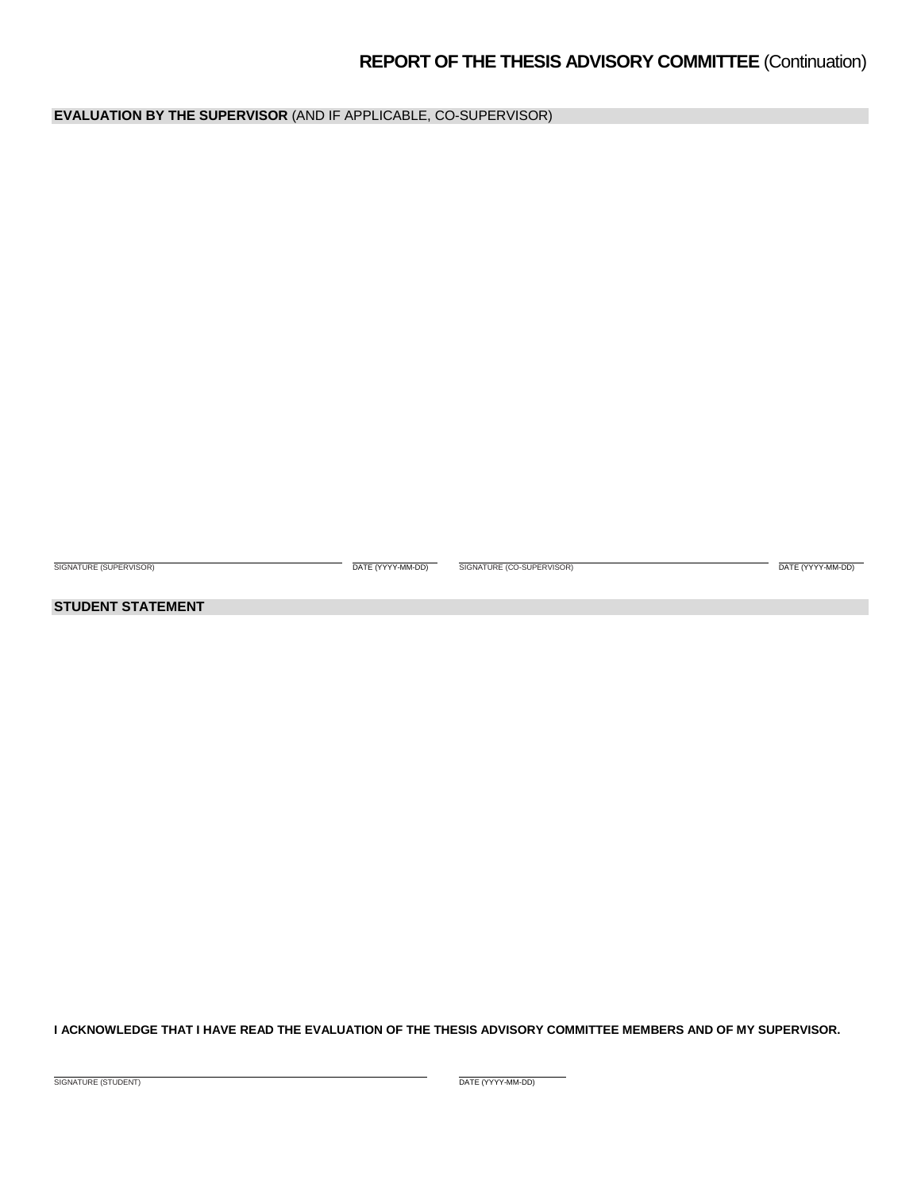# **REPORT OF THE THESIS ADVISORY COMMITTEE** (Continuation)

## **EVALUATION BY THE SUPERVISOR** (AND IF APPLICABLE, CO-SUPERVISOR)

SIGNATURE (SUPERVISOR) DATE (YYYY-MM-DD) SIGNATURE (CO-SUPERVISOR) DATE (YYYY-MM-DD)

## **STUDENT STATEMENT**

**I ACKNOWLEDGE THAT I HAVE READ THE EVALUATION OF THE THESIS ADVISORY COMMITTEE MEMBERS AND OF MY SUPERVISOR.**

SIGNATURE (STUDENT) DATE (YYYY-MM-DD)